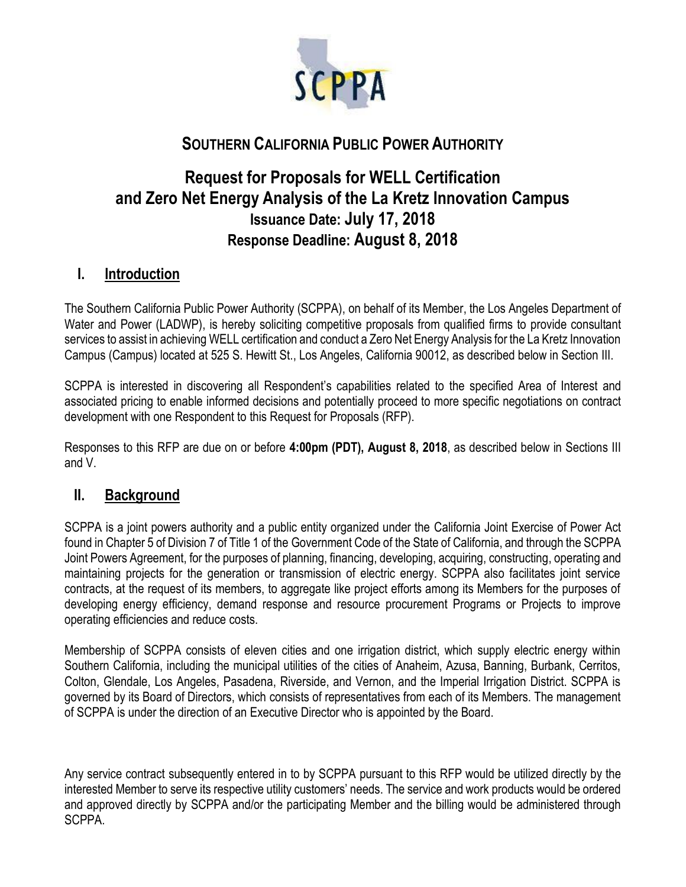# SOUTHERN CALIFORNIA PUBLIC POWER AUTHORITY

## Request for Proposals for WELL Certification and Zero Net Energy Analysis of the La Kretz Innovation Campus

**Issuance Date: July 17, 2018**

**Response Deadline: August 8, 2018**

## I. Introduction

The Southern California Public Power Authority (SCPPA), on behalf of its Member, the Los Angeles Department of Water and Power (LADWP), is hereby soliciting competitive proposals from qualified firms to provide consultant services to assist in achieving WELL certification and conduct a Zero Net Energy Analysis for the La Kretz Innovation Campus (Campus) located at 525 S. Hewitt St., Los Angeles, California 90012, as described below in Section III.

SCPPA is interested in discovering all Respondent's capabilities related to the specified Area of Interest and associated pricing to enable informed decisions and potentially proceed to more specific negotiations on contract development with one Respondent to this Request for Proposals (RFP).

Responses to this RFP are due on or before **4:00pm (PDT), August 8, 2018**, as described below in Sections III and V.

## II. Background

SCPPA is a joint powers authority and a public entity organized under the California Joint Exercise of Power Act found in Chapter 5 of Division 7 of Title 1 of the Government Code of the State of California, and through the SCPPA Joint Powers Agreement, for the purposes of planning, financing, developing, acquiring, constructing, operating and maintaining projects for the generation or transmission of electric energy. SCPPA also facilitates joint service contracts, at the request of its members, to aggregate like project efforts among its Members for the purposes of developing energy efficiency, demand response and resource procurement Programs or Projects to improve operating efficiencies and reduce costs.

Membership of SCPPA consists of eleven cities and one irrigation district, which supply electric energy within Southern California, including the municipal utilities of the cities of Anaheim, Azusa, Banning, Burbank, Cerritos, Colton, Glendale, Los Angeles, Pasadena, Riverside, and Vernon, and the Imperial Irrigation District. SCPPA is governed by its Board of Directors, which consists of representatives from each of its Members. The management of SCPPA is under the direction of an Executive Director who is appointed by the Board.

Any service contract subsequently entered in to by SCPPA pursuant to this RFP would be utilized directly by the interested Member to serve its respective utility customers' needs. The service and work products would be ordered and approved directly by SCPPA and/or the participating Member and the billing would be administered through SCPPA.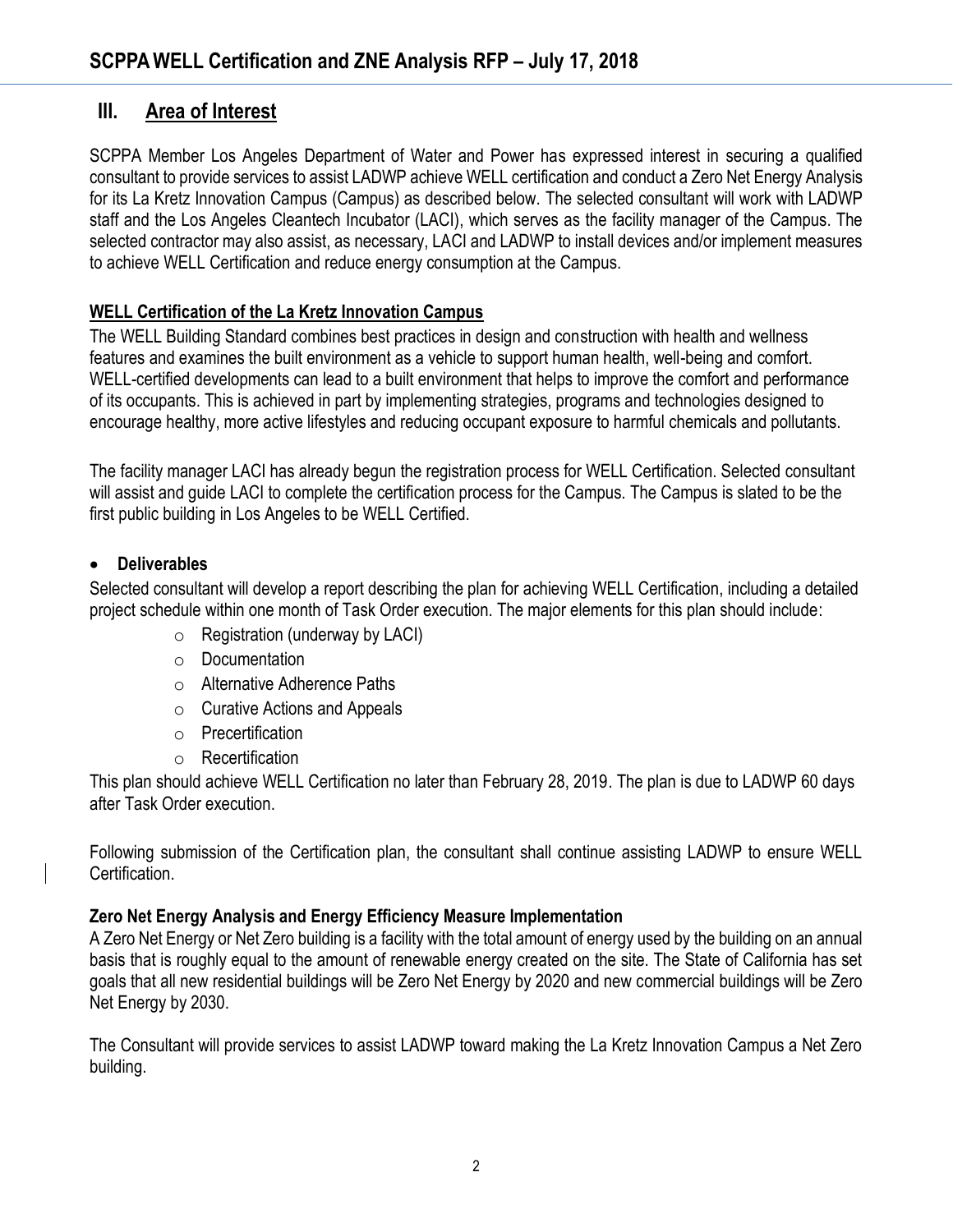## III. Area of Interest

SCPPA Member Los Angeles Department of Water and Power has expressed interest in securing a qualified consultant to provide services to assist LADWP achieve WELL certification and conduct a Zero Net Energy Analysis for its La Kretz Innovation Campus (Campus) as described below. The selected consultant will work with LADWP staff and the Los Angeles Cleantech Incubator (LACI), which serves as the facility manager of the Campus. The selected contractor may also assist, as necessary, LACI and LADWP to install devices and/or implement measures to achieve WELL Certification and reduce energy consumption at the Campus.

### WELL Certification of the La Kretz Innovation Campus

The WELL Building Standard combines best practices in design and construction with health and wellness features and examines the built environment as a vehicle to support human health, well-being and comfort. WELL-certified developments can lead to a built environment that helps to improve the comfort and performance of its occupants. This is achieved in part by implementing strategies, programs and technologies designed to encourage healthy, more active lifestyles and reducing occupant exposure to harmful chemicals and pollutants.

The facility manager LACI has already begun the registration process for WELL Certification. Selected consultant will assist and guide LACI to complete the certification process for the Campus. The Campus is slated to be the first public building in Los Angeles to be WELL Certified.

- **Deliverables**

Selected consultant will develop a report describing the plan for achieving WELL Certification, including a detailed project schedule within one month of Task Order execution. The major elements for this plan should include:

- Registration (underway by LACI)
- Documentation
- Alternative Adherence Paths
- Curative Actions and Appeals
- Precertification
- Recertification

This plan should achieve WELL Certification no later than February 28, 2019. The plan is due to LADWP 60 days after Task Order execution.

Following submission of the Certification plan, the consultant shall continue assisting LADWP to ensure WELL Certification.

### Zero Net Energy Analysis and Energy Efficiency Measure Implementation

A Zero Net Energy or Net Zero building is a facility with the total amount of energy used by the building on an annual basis that is roughly equal to the amount of renewable energy created on the site. The State of California has set goals that all new residential buildings will be Zero Net Energy by 2020 and new commercial buildings will be Zero Net Energy by 2030.

The Consultant will provide services to assist LADWP toward making the La Kretz Innovation Campus a Net Zero building.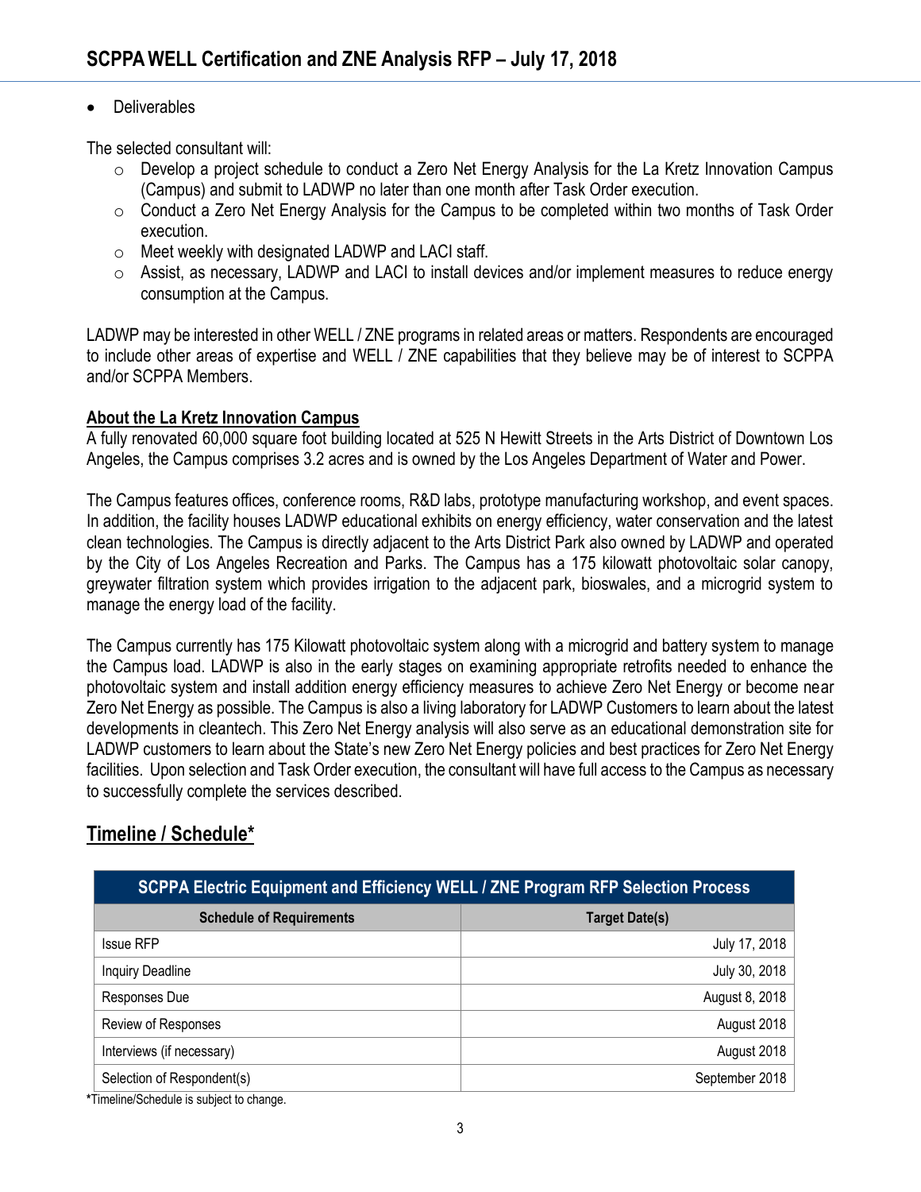- Deliverables

The selected consultant will:

- Develop a project schedule to conduct a Zero Net Energy Analysis for the La Kretz Innovation Campus (Campus) and submit to LADWP no later than one month after Task Order execution.
- Conduct a Zero Net Energy Analysis for the Campus to be completed within two months of Task Order execution.
- Meet weekly with designated LADWP and LACI staff.
- Assist, as necessary, LADWP and LACI to install devices and/or implement measures to reduce energy consumption at the Campus.

LADWP may be interested in other WELL / ZNE programs in related areas or matters. Respondents are encouraged to include other areas of expertise and WELL / ZNE capabilities that they believe may be of interest to SCPPA and/or SCPPA Members.

**About the La Kretz Innovation Campus**

A fully renovated 60,000 square foot building located at 525 N Hewitt Streets in the Arts District of Downtown Los Angeles, the Campus comprises 3.2 acres and is owned by the Los Angeles Department of Water and Power.

The Campus features offices, conference rooms, R&D labs, prototype manufacturing workshop, and event spaces. In addition, the facility houses LADWP educational exhibits on energy efficiency, water conservation and the latest clean technologies. The Campus is directly adjacent to the Arts District Park also owned by LADWP and operated by the City of Los Angeles Recreation and Parks. The Campus has a 175 kilowatt photovoltaic solar canopy, greywater filtration system which provides irrigation to the adjacent park, bioswales, and a microgrid system to manage the energy load of the facility.

The Campus currently has 175 Kilowatt photovoltaic system along with a microgrid and battery system to manage the Campus load. LADWP is also in the early stages on examining appropriate retrofits needed to enhance the photovoltaic system and install addition energy efficiency measures to achieve Zero Net Energy or become near Zero Net Energy as possible. The Campus is also a living laboratory for LADWP Customers to learn about the latest developments in cleantech. This Zero Net Energy analysis will also serve as an educational demonstration site for LADWP customers to learn about the State's new Zero Net Energy policies and best practices for Zero Net Energy facilities. Upon selection and Task Order execution, the consultant will have full access to the Campus as necessary to successfully complete the services described.

## Timeline / Schedule*

| SCPPA Electric Equipment and Efficiency WELL / ZNE Program RFP Selection Process | |
|---|---|
| **Schedule of Requirements** | **Target Date(s)** |
| Issue RFP | July 17, 2018 |
| Inquiry Deadline | July 30, 2018 |
| Responses Due | August 8, 2018 |
| Review of Responses | August 2018 |
| Interviews (if necessary) | August 2018 |
| Selection of Respondent(s) | September 2018 |

***Timeline/Schedule is subject to change.**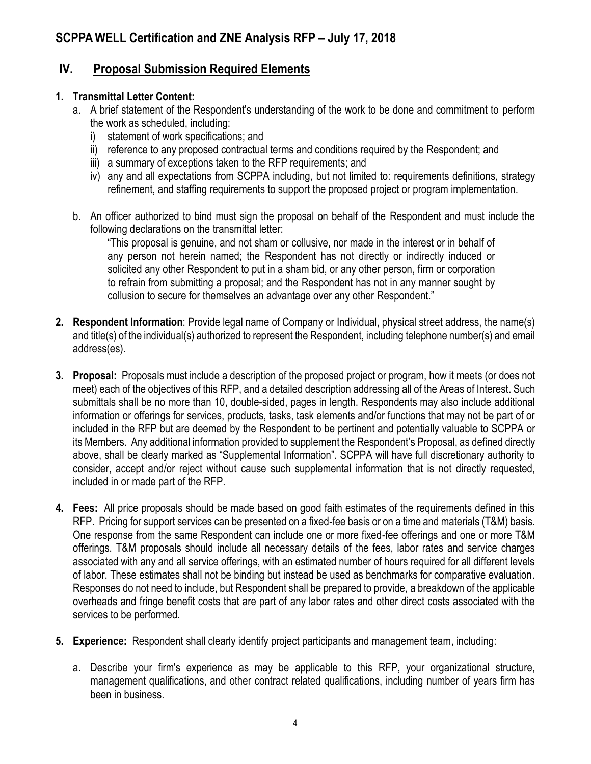## IV. Proposal Submission Required Elements

1. **Transmittal Letter Content:**
   a. A brief statement of the Respondent's understanding of the work to be done and commitment to perform the work as scheduled, including:
      i) statement of work specifications; and
      ii) reference to any proposed contractual terms and conditions required by the Respondent; and
      iii) a summary of exceptions taken to the RFP requirements; and
      iv) any and all expectations from SCPPA including, but not limited to: requirements definitions, strategy refinement, and staffing requirements to support the proposed project or program implementation.

   b. An officer authorized to bind must sign the proposal on behalf of the Respondent and must include the following declarations on the transmittal letter:

      "This proposal is genuine, and not sham or collusive, nor made in the interest or in behalf of any person not herein named; the Respondent has not directly or indirectly induced or solicited any other Respondent to put in a sham bid, or any other person, firm or corporation to refrain from submitting a proposal; and the Respondent has not in any manner sought by collusion to secure for themselves an advantage over any other Respondent."

2. **Respondent Information**: Provide legal name of Company or Individual, physical street address, the name(s) and title(s) of the individual(s) authorized to represent the Respondent, including telephone number(s) and email address(es).

3. **Proposal:** Proposals must include a description of the proposed project or program, how it meets (or does not meet) each of the objectives of this RFP, and a detailed description addressing all of the Areas of Interest. Such submittals shall be no more than 10, double-sided, pages in length. Respondents may also include additional information or offerings for services, products, tasks, task elements and/or functions that may not be part of or included in the RFP but are deemed by the Respondent to be pertinent and potentially valuable to SCPPA or its Members. Any additional information provided to supplement the Respondent's Proposal, as defined directly above, shall be clearly marked as "Supplemental Information". SCPPA will have full discretionary authority to consider, accept and/or reject without cause such supplemental information that is not directly requested, included in or made part of the RFP.

4. **Fees:** All price proposals should be made based on good faith estimates of the requirements defined in this RFP. Pricing for support services can be presented on a fixed-fee basis or on a time and materials (T&M) basis. One response from the same Respondent can include one or more fixed-fee offerings and one or more T&M offerings. T&M proposals should include all necessary details of the fees, labor rates and service charges associated with any and all service offerings, with an estimated number of hours required for all different levels of labor. These estimates shall not be binding but instead be used as benchmarks for comparative evaluation. Responses do not need to include, but Respondent shall be prepared to provide, a breakdown of the applicable overheads and fringe benefit costs that are part of any labor rates and other direct costs associated with the services to be performed.

5. **Experience:** Respondent shall clearly identify project participants and management team, including:

   a. Describe your firm's experience as may be applicable to this RFP, your organizational structure, management qualifications, and other contract related qualifications, including number of years firm has been in business.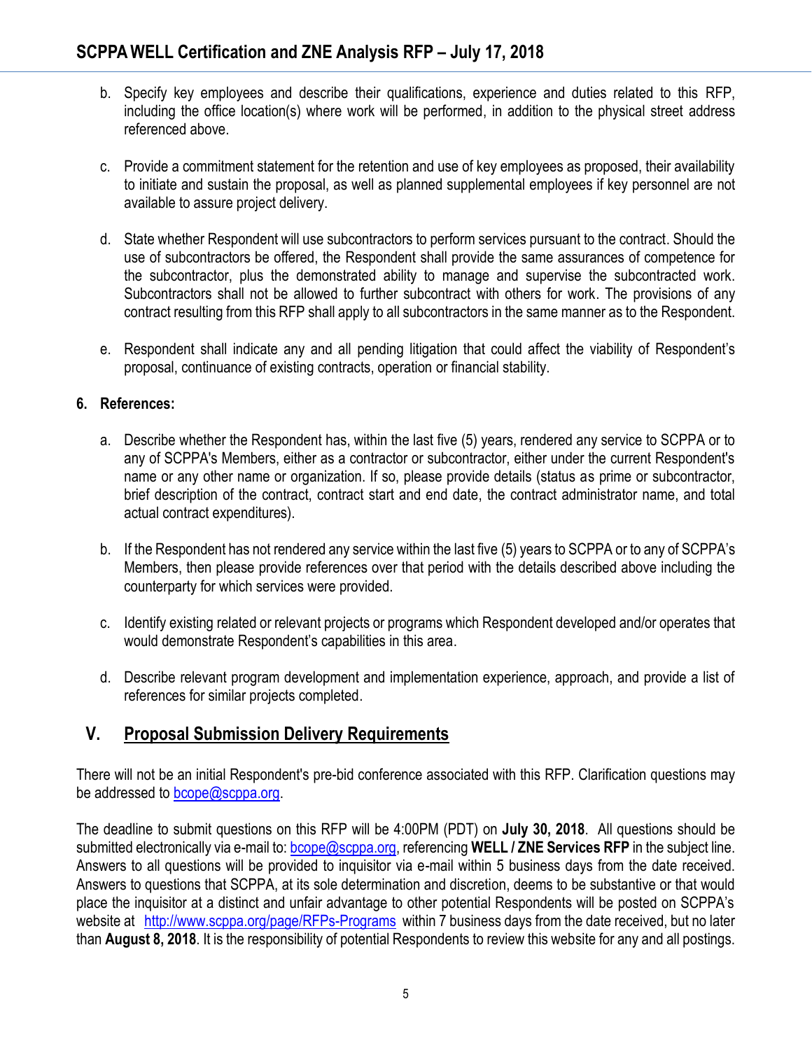b. Specify key employees and describe their qualifications, experience and duties related to this RFP, including the office location(s) where work will be performed, in addition to the physical street address referenced above.

c. Provide a commitment statement for the retention and use of key employees as proposed, their availability to initiate and sustain the proposal, as well as planned supplemental employees if key personnel are not available to assure project delivery.

d. State whether Respondent will use subcontractors to perform services pursuant to the contract. Should the use of subcontractors be offered, the Respondent shall provide the same assurances of competence for the subcontractor, plus the demonstrated ability to manage and supervise the subcontracted work. Subcontractors shall not be allowed to further subcontract with others for work. The provisions of any contract resulting from this RFP shall apply to all subcontractors in the same manner as to the Respondent.

e. Respondent shall indicate any and all pending litigation that could affect the viability of Respondent's proposal, continuance of existing contracts, operation or financial stability.

**6. References:**

a. Describe whether the Respondent has, within the last five (5) years, rendered any service to SCPPA or to any of SCPPA's Members, either as a contractor or subcontractor, either under the current Respondent's name or any other name or organization. If so, please provide details (status as prime or subcontractor, brief description of the contract, contract start and end date, the contract administrator name, and total actual contract expenditures).

b. If the Respondent has not rendered any service within the last five (5) years to SCPPA or to any of SCPPA's Members, then please provide references over that period with the details described above including the counterparty for which services were provided.

c. Identify existing related or relevant projects or programs which Respondent developed and/or operates that would demonstrate Respondent's capabilities in this area.

d. Describe relevant program development and implementation experience, approach, and provide a list of references for similar projects completed.

## V. Proposal Submission Delivery Requirements

There will not be an initial Respondent's pre-bid conference associated with this RFP. Clarification questions may be addressed to bcope@scppa.org.

The deadline to submit questions on this RFP will be 4:00PM (PDT) on **July 30, 2018**. All questions should be submitted electronically via e-mail to: bcope@scppa.org, referencing **WELL / ZNE Services RFP** in the subject line. Answers to all questions will be provided to inquisitor via e-mail within 5 business days from the date received. Answers to questions that SCPPA, at its sole determination and discretion, deems to be substantive or that would place the inquisitor at a distinct and unfair advantage to other potential Respondents will be posted on SCPPA's website at http://www.scppa.org/page/RFPs-Programs within 7 business days from the date received, but no later than **August 8, 2018**. It is the responsibility of potential Respondents to review this website for any and all postings.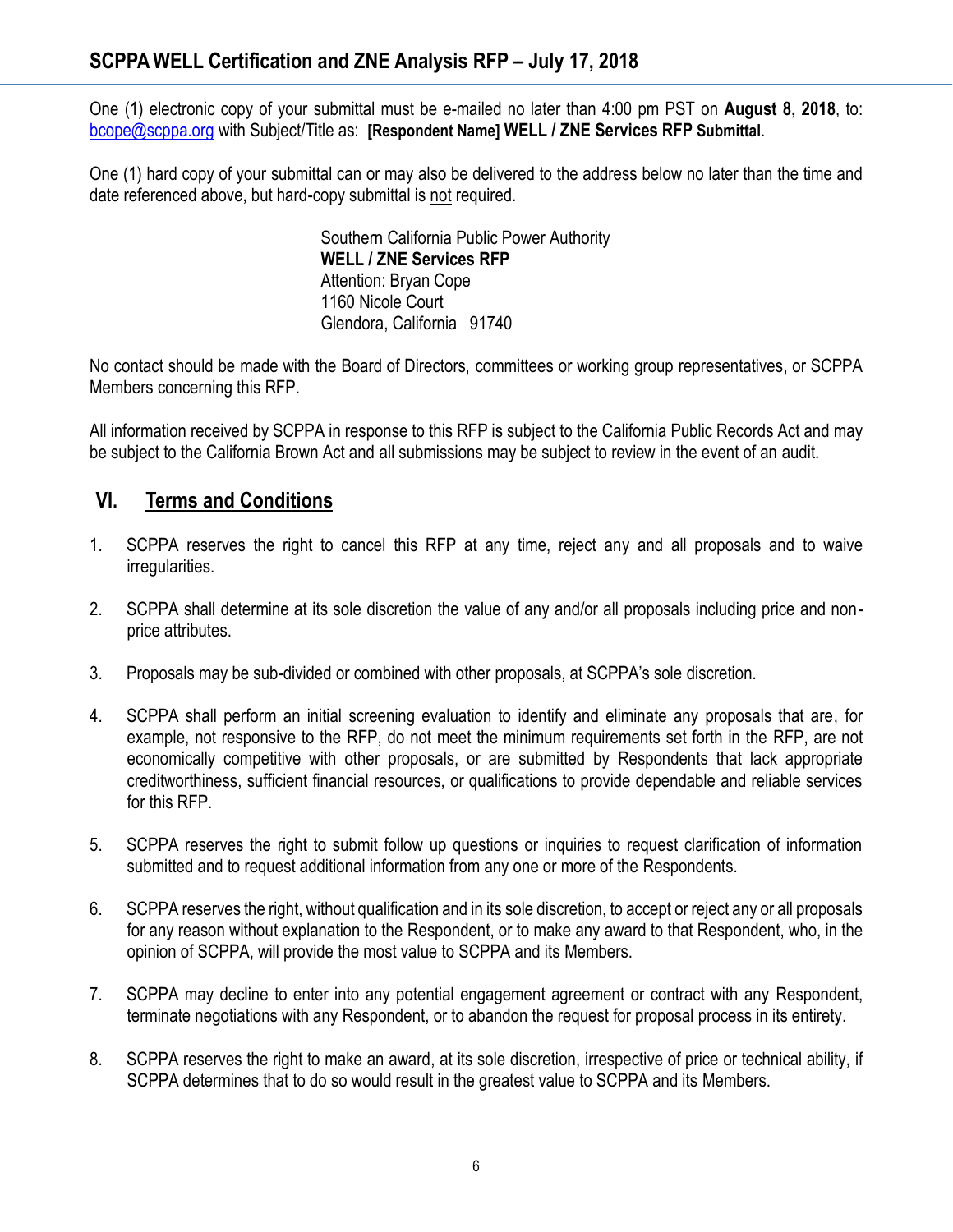One (1) electronic copy of your submittal must be e-mailed no later than 4:00 pm PST on **August 8, 2018**, to: bcope@scppa.org with Subject/Title as: **[Respondent Name] WELL / ZNE Services RFP Submittal**.

One (1) hard copy of your submittal can or may also be delivered to the address below no later than the time and date referenced above, but hard-copy submittal is not required.

Southern California Public Power Authority
**WELL / ZNE Services RFP**
Attention: Bryan Cope
1160 Nicole Court
Glendora, California 91740

No contact should be made with the Board of Directors, committees or working group representatives, or SCPPA Members concerning this RFP.

All information received by SCPPA in response to this RFP is subject to the California Public Records Act and may be subject to the California Brown Act and all submissions may be subject to review in the event of an audit.

## VI. Terms and Conditions

1. SCPPA reserves the right to cancel this RFP at any time, reject any and all proposals and to waive irregularities.
2. SCPPA shall determine at its sole discretion the value of any and/or all proposals including price and non-price attributes.
3. Proposals may be sub-divided or combined with other proposals, at SCPPA's sole discretion.
4. SCPPA shall perform an initial screening evaluation to identify and eliminate any proposals that are, for example, not responsive to the RFP, do not meet the minimum requirements set forth in the RFP, are not economically competitive with other proposals, or are submitted by Respondents that lack appropriate creditworthiness, sufficient financial resources, or qualifications to provide dependable and reliable services for this RFP.
5. SCPPA reserves the right to submit follow up questions or inquiries to request clarification of information submitted and to request additional information from any one or more of the Respondents.
6. SCPPA reserves the right, without qualification and in its sole discretion, to accept or reject any or all proposals for any reason without explanation to the Respondent, or to make any award to that Respondent, who, in the opinion of SCPPA, will provide the most value to SCPPA and its Members.
7. SCPPA may decline to enter into any potential engagement agreement or contract with any Respondent, terminate negotiations with any Respondent, or to abandon the request for proposal process in its entirety.
8. SCPPA reserves the right to make an award, at its sole discretion, irrespective of price or technical ability, if SCPPA determines that to do so would result in the greatest value to SCPPA and its Members.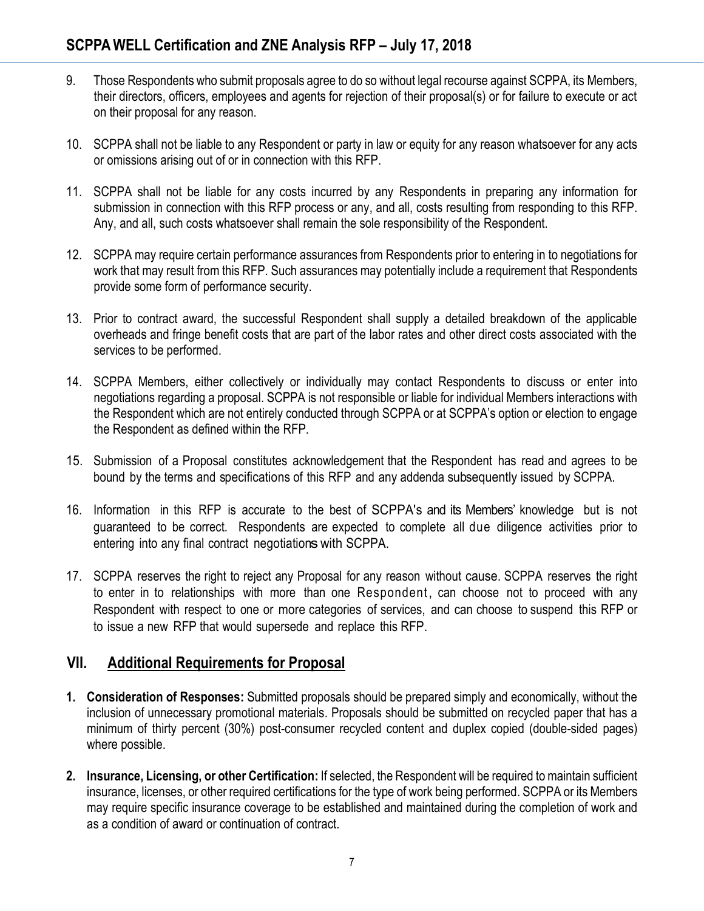9. Those Respondents who submit proposals agree to do so without legal recourse against SCPPA, its Members, their directors, officers, employees and agents for rejection of their proposal(s) or for failure to execute or act on their proposal for any reason.

10. SCPPA shall not be liable to any Respondent or party in law or equity for any reason whatsoever for any acts or omissions arising out of or in connection with this RFP.

11. SCPPA shall not be liable for any costs incurred by any Respondents in preparing any information for submission in connection with this RFP process or any, and all, costs resulting from responding to this RFP. Any, and all, such costs whatsoever shall remain the sole responsibility of the Respondent.

12. SCPPA may require certain performance assurances from Respondents prior to entering in to negotiations for work that may result from this RFP. Such assurances may potentially include a requirement that Respondents provide some form of performance security.

13. Prior to contract award, the successful Respondent shall supply a detailed breakdown of the applicable overheads and fringe benefit costs that are part of the labor rates and other direct costs associated with the services to be performed.

14. SCPPA Members, either collectively or individually may contact Respondents to discuss or enter into negotiations regarding a proposal. SCPPA is not responsible or liable for individual Members interactions with the Respondent which are not entirely conducted through SCPPA or at SCPPA's option or election to engage the Respondent as defined within the RFP.

15. Submission of a Proposal constitutes acknowledgement that the Respondent has read and agrees to be bound by the terms and specifications of this RFP and any addenda subsequently issued by SCPPA.

16. Information in this RFP is accurate to the best of SCPPA's and its Members' knowledge but is not guaranteed to be correct. Respondents are expected to complete all due diligence activities prior to entering into any final contract negotiations with SCPPA.

17. SCPPA reserves the right to reject any Proposal for any reason without cause. SCPPA reserves the right to enter in to relationships with more than one Respondent, can choose not to proceed with any Respondent with respect to one or more categories of services, and can choose to suspend this RFP or to issue a new RFP that would supersede and replace this RFP.

## VII. Additional Requirements for Proposal

1. **Consideration of Responses:** Submitted proposals should be prepared simply and economically, without the inclusion of unnecessary promotional materials. Proposals should be submitted on recycled paper that has a minimum of thirty percent (30%) post-consumer recycled content and duplex copied (double-sided pages) where possible.

2. **Insurance, Licensing, or other Certification:** If selected, the Respondent will be required to maintain sufficient insurance, licenses, or other required certifications for the type of work being performed. SCPPA or its Members may require specific insurance coverage to be established and maintained during the completion of work and as a condition of award or continuation of contract.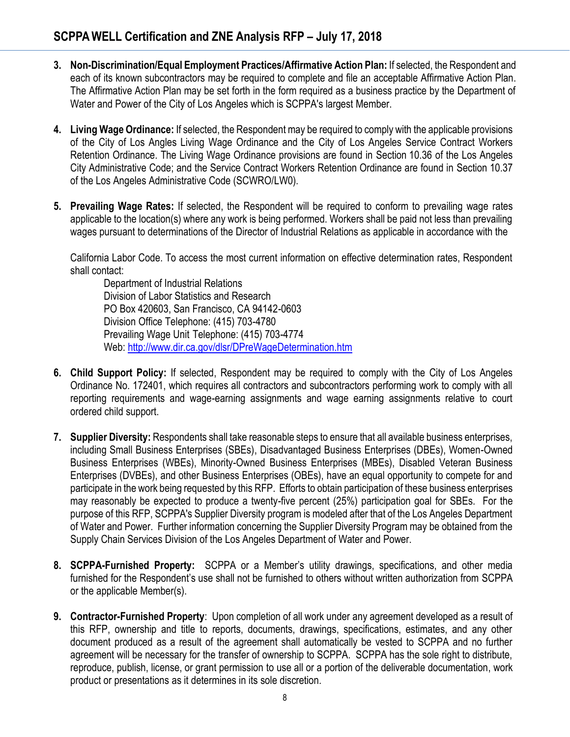3. **Non-Discrimination/Equal Employment Practices/Affirmative Action Plan:** If selected, the Respondent and each of its known subcontractors may be required to complete and file an acceptable Affirmative Action Plan. The Affirmative Action Plan may be set forth in the form required as a business practice by the Department of Water and Power of the City of Los Angeles which is SCPPA's largest Member.

4. **Living Wage Ordinance:** If selected, the Respondent may be required to comply with the applicable provisions of the City of Los Angles Living Wage Ordinance and the City of Los Angeles Service Contract Workers Retention Ordinance. The Living Wage Ordinance provisions are found in Section 10.36 of the Los Angeles City Administrative Code; and the Service Contract Workers Retention Ordinance are found in Section 10.37 of the Los Angeles Administrative Code (SCWRO/LW0).

5. **Prevailing Wage Rates:** If selected, the Respondent will be required to conform to prevailing wage rates applicable to the location(s) where any work is being performed. Workers shall be paid not less than prevailing wages pursuant to determinations of the Director of Industrial Relations as applicable in accordance with the

   California Labor Code. To access the most current information on effective determination rates, Respondent shall contact:

   Department of Industrial Relations
   Division of Labor Statistics and Research
   PO Box 420603, San Francisco, CA 94142-0603
   Division Office Telephone: (415) 703-4780
   Prevailing Wage Unit Telephone: (415) 703-4774
   Web: http://www.dir.ca.gov/dlsr/DPreWageDetermination.htm

6. **Child Support Policy:** If selected, Respondent may be required to comply with the City of Los Angeles Ordinance No. 172401, which requires all contractors and subcontractors performing work to comply with all reporting requirements and wage-earning assignments and wage earning assignments relative to court ordered child support.

7. **Supplier Diversity:** Respondents shall take reasonable steps to ensure that all available business enterprises, including Small Business Enterprises (SBEs), Disadvantaged Business Enterprises (DBEs), Women-Owned Business Enterprises (WBEs), Minority-Owned Business Enterprises (MBEs), Disabled Veteran Business Enterprises (DVBEs), and other Business Enterprises (OBEs), have an equal opportunity to compete for and participate in the work being requested by this RFP. Efforts to obtain participation of these business enterprises may reasonably be expected to produce a twenty-five percent (25%) participation goal for SBEs. For the purpose of this RFP, SCPPA's Supplier Diversity program is modeled after that of the Los Angeles Department of Water and Power. Further information concerning the Supplier Diversity Program may be obtained from the Supply Chain Services Division of the Los Angeles Department of Water and Power.

8. **SCPPA-Furnished Property:** SCPPA or a Member's utility drawings, specifications, and other media furnished for the Respondent's use shall not be furnished to others without written authorization from SCPPA or the applicable Member(s).

9. **Contractor-Furnished Property**: Upon completion of all work under any agreement developed as a result of this RFP, ownership and title to reports, documents, drawings, specifications, estimates, and any other document produced as a result of the agreement shall automatically be vested to SCPPA and no further agreement will be necessary for the transfer of ownership to SCPPA. SCPPA has the sole right to distribute, reproduce, publish, license, or grant permission to use all or a portion of the deliverable documentation, work product or presentations as it determines in its sole discretion.